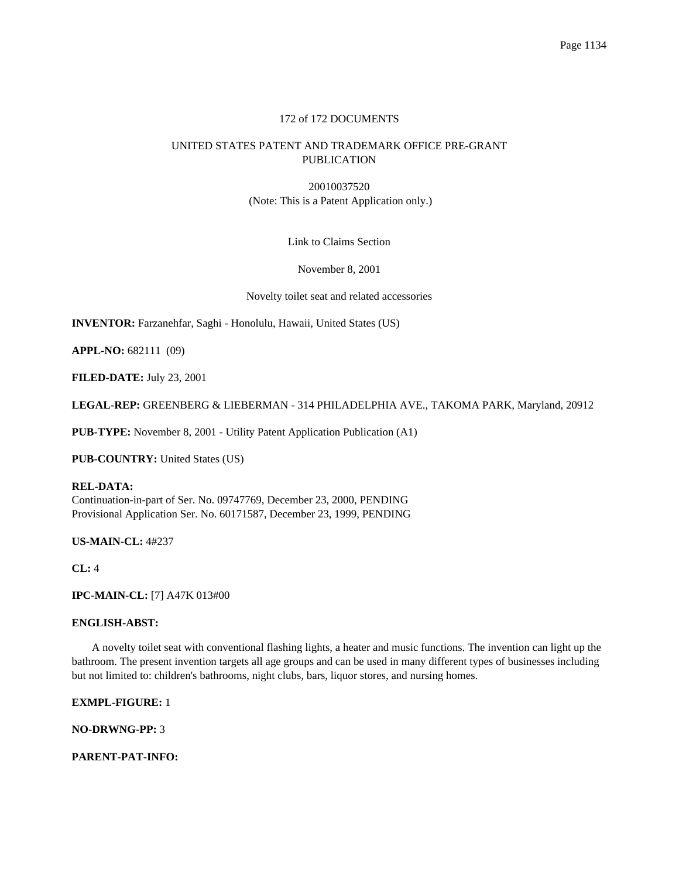172 of 172 DOCUMENTS

UNITED STATES PATENT AND TRADEMARK OFFICE PRE-GRANT PUBLICATION

20010037520
(Note: This is a Patent Application only.)

Link to Claims Section

November 8, 2001

Novelty toilet seat and related accessories

**INVENTOR:** Farzanehfar, Saghi - Honolulu, Hawaii, United States (US)

**APPL-NO:** 682111 (09)

**FILED-DATE:** July 23, 2001

**LEGAL-REP:** GREENBERG & LIEBERMAN - 314 PHILADELPHIA AVE., TAKOMA PARK, Maryland, 20912

**PUB-TYPE:** November 8, 2001 - Utility Patent Application Publication (A1)

**PUB-COUNTRY:** United States (US)

**REL-DATA:**
Continuation-in-part of Ser. No. 09747769, December 23, 2000, PENDING
Provisional Application Ser. No. 60171587, December 23, 1999, PENDING

**US-MAIN-CL:** 4#237

**CL:** 4

**IPC-MAIN-CL:** [7] A47K 013#00

**ENGLISH-ABST:**

A novelty toilet seat with conventional flashing lights, a heater and music functions. The invention can light up the bathroom. The present invention targets all age groups and can be used in many different types of businesses including but not limited to: children's bathrooms, night clubs, bars, liquor stores, and nursing homes.

**EXMPL-FIGURE:** 1

**NO-DRWNG-PP:** 3

**PARENT-PAT-INFO:**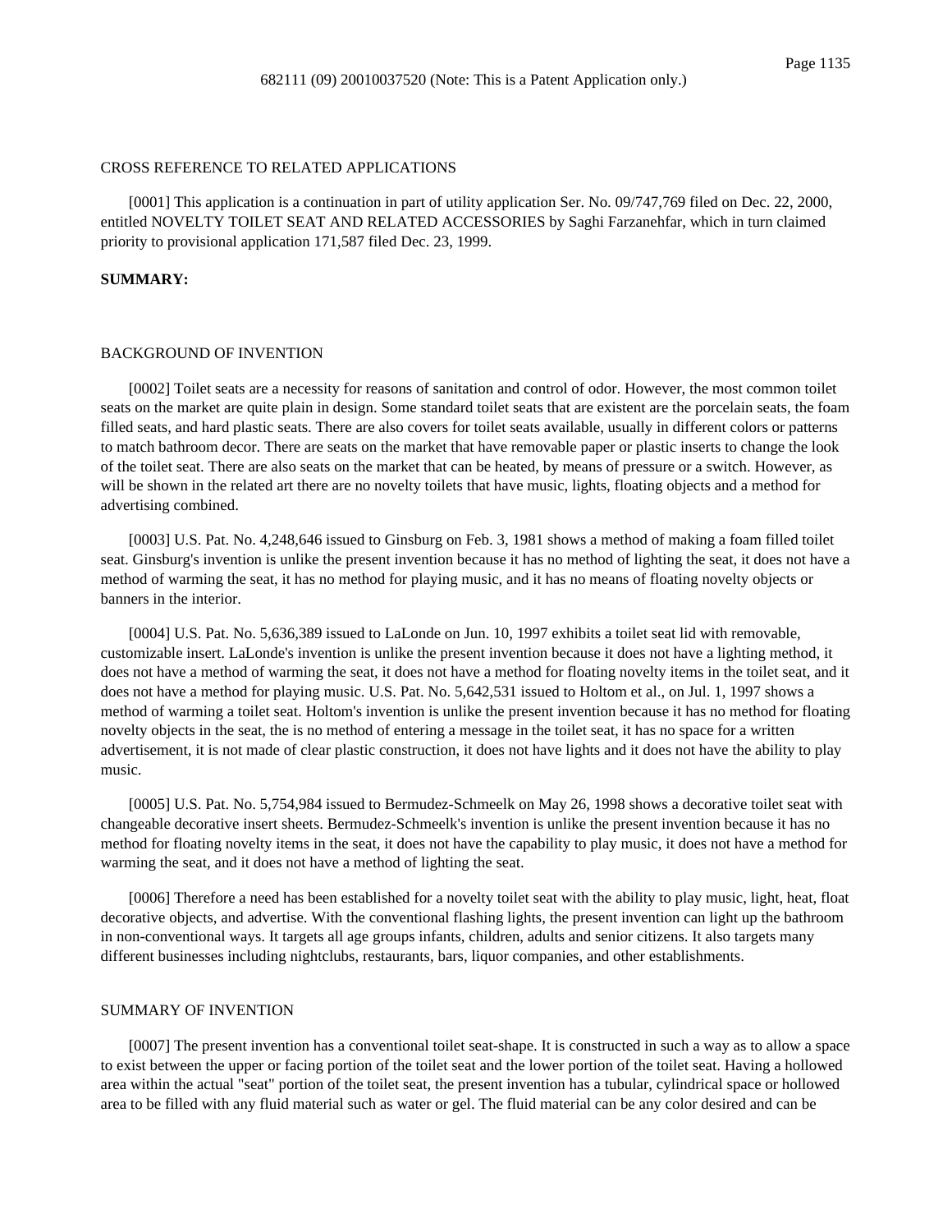## CROSS REFERENCE TO RELATED APPLICATIONS

[0001] This application is a continuation in part of utility application Ser. No. 09/747,769 filed on Dec. 22, 2000, entitled NOVELTY TOILET SEAT AND RELATED ACCESSORIES by Saghi Farzanehfar, which in turn claimed priority to provisional application 171,587 filed Dec. 23, 1999.

**SUMMARY:**

## BACKGROUND OF INVENTION

[0002] Toilet seats are a necessity for reasons of sanitation and control of odor. However, the most common toilet seats on the market are quite plain in design. Some standard toilet seats that are existent are the porcelain seats, the foam filled seats, and hard plastic seats. There are also covers for toilet seats available, usually in different colors or patterns to match bathroom decor. There are seats on the market that have removable paper or plastic inserts to change the look of the toilet seat. There are also seats on the market that can be heated, by means of pressure or a switch. However, as will be shown in the related art there are no novelty toilets that have music, lights, floating objects and a method for advertising combined.

[0003] U.S. Pat. No. 4,248,646 issued to Ginsburg on Feb. 3, 1981 shows a method of making a foam filled toilet seat. Ginsburg's invention is unlike the present invention because it has no method of lighting the seat, it does not have a method of warming the seat, it has no method for playing music, and it has no means of floating novelty objects or banners in the interior.

[0004] U.S. Pat. No. 5,636,389 issued to LaLonde on Jun. 10, 1997 exhibits a toilet seat lid with removable, customizable insert. LaLonde's invention is unlike the present invention because it does not have a lighting method, it does not have a method of warming the seat, it does not have a method for floating novelty items in the toilet seat, and it does not have a method for playing music. U.S. Pat. No. 5,642,531 issued to Holtom et al., on Jul. 1, 1997 shows a method of warming a toilet seat. Holtom's invention is unlike the present invention because it has no method for floating novelty objects in the seat, the is no method of entering a message in the toilet seat, it has no space for a written advertisement, it is not made of clear plastic construction, it does not have lights and it does not have the ability to play music.

[0005] U.S. Pat. No. 5,754,984 issued to Bermudez-Schmeelk on May 26, 1998 shows a decorative toilet seat with changeable decorative insert sheets. Bermudez-Schmeelk's invention is unlike the present invention because it has no method for floating novelty items in the seat, it does not have the capability to play music, it does not have a method for warming the seat, and it does not have a method of lighting the seat.

[0006] Therefore a need has been established for a novelty toilet seat with the ability to play music, light, heat, float decorative objects, and advertise. With the conventional flashing lights, the present invention can light up the bathroom in non-conventional ways. It targets all age groups infants, children, adults and senior citizens. It also targets many different businesses including nightclubs, restaurants, bars, liquor companies, and other establishments.

## SUMMARY OF INVENTION

[0007] The present invention has a conventional toilet seat-shape. It is constructed in such a way as to allow a space to exist between the upper or facing portion of the toilet seat and the lower portion of the toilet seat. Having a hollowed area within the actual "seat" portion of the toilet seat, the present invention has a tubular, cylindrical space or hollowed area to be filled with any fluid material such as water or gel. The fluid material can be any color desired and can be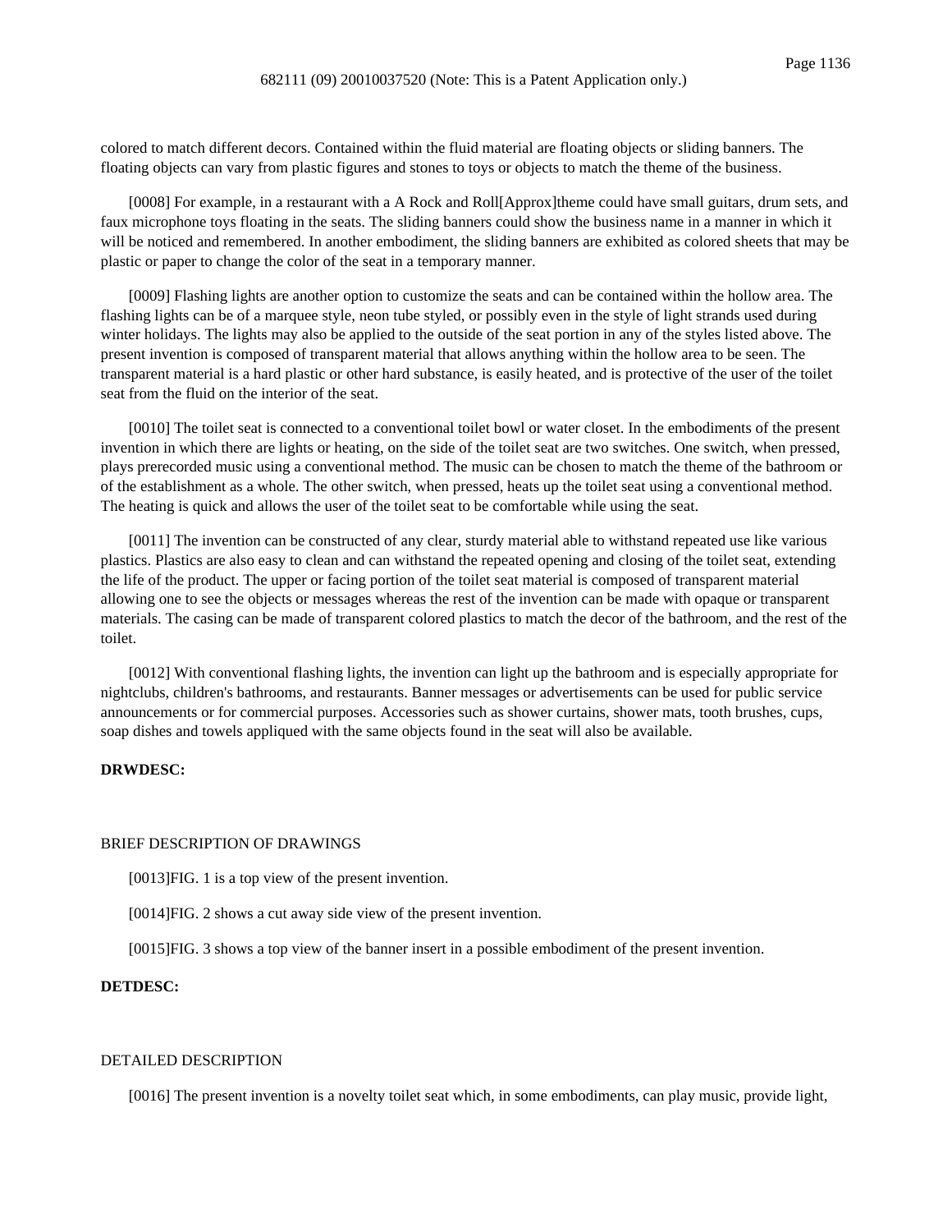colored to match different decors. Contained within the fluid material are floating objects or sliding banners. The floating objects can vary from plastic figures and stones to toys or objects to match the theme of the business.

[0008] For example, in a restaurant with a A Rock and Roll[Approx]theme could have small guitars, drum sets, and faux microphone toys floating in the seats. The sliding banners could show the business name in a manner in which it will be noticed and remembered. In another embodiment, the sliding banners are exhibited as colored sheets that may be plastic or paper to change the color of the seat in a temporary manner.

[0009] Flashing lights are another option to customize the seats and can be contained within the hollow area. The flashing lights can be of a marquee style, neon tube styled, or possibly even in the style of light strands used during winter holidays. The lights may also be applied to the outside of the seat portion in any of the styles listed above. The present invention is composed of transparent material that allows anything within the hollow area to be seen. The transparent material is a hard plastic or other hard substance, is easily heated, and is protective of the user of the toilet seat from the fluid on the interior of the seat.

[0010] The toilet seat is connected to a conventional toilet bowl or water closet. In the embodiments of the present invention in which there are lights or heating, on the side of the toilet seat are two switches. One switch, when pressed, plays prerecorded music using a conventional method. The music can be chosen to match the theme of the bathroom or of the establishment as a whole. The other switch, when pressed, heats up the toilet seat using a conventional method. The heating is quick and allows the user of the toilet seat to be comfortable while using the seat.

[0011] The invention can be constructed of any clear, sturdy material able to withstand repeated use like various plastics. Plastics are also easy to clean and can withstand the repeated opening and closing of the toilet seat, extending the life of the product. The upper or facing portion of the toilet seat material is composed of transparent material allowing one to see the objects or messages whereas the rest of the invention can be made with opaque or transparent materials. The casing can be made of transparent colored plastics to match the decor of the bathroom, and the rest of the toilet.

[0012] With conventional flashing lights, the invention can light up the bathroom and is especially appropriate for nightclubs, children's bathrooms, and restaurants. Banner messages or advertisements can be used for public service announcements or for commercial purposes. Accessories such as shower curtains, shower mats, tooth brushes, cups, soap dishes and towels appliqued with the same objects found in the seat will also be available.

**DRWDESC:**

BRIEF DESCRIPTION OF DRAWINGS

[0013]FIG. 1 is a top view of the present invention.

[0014]FIG. 2 shows a cut away side view of the present invention.

[0015]FIG. 3 shows a top view of the banner insert in a possible embodiment of the present invention.

**DETDESC:**

DETAILED DESCRIPTION

[0016] The present invention is a novelty toilet seat which, in some embodiments, can play music, provide light,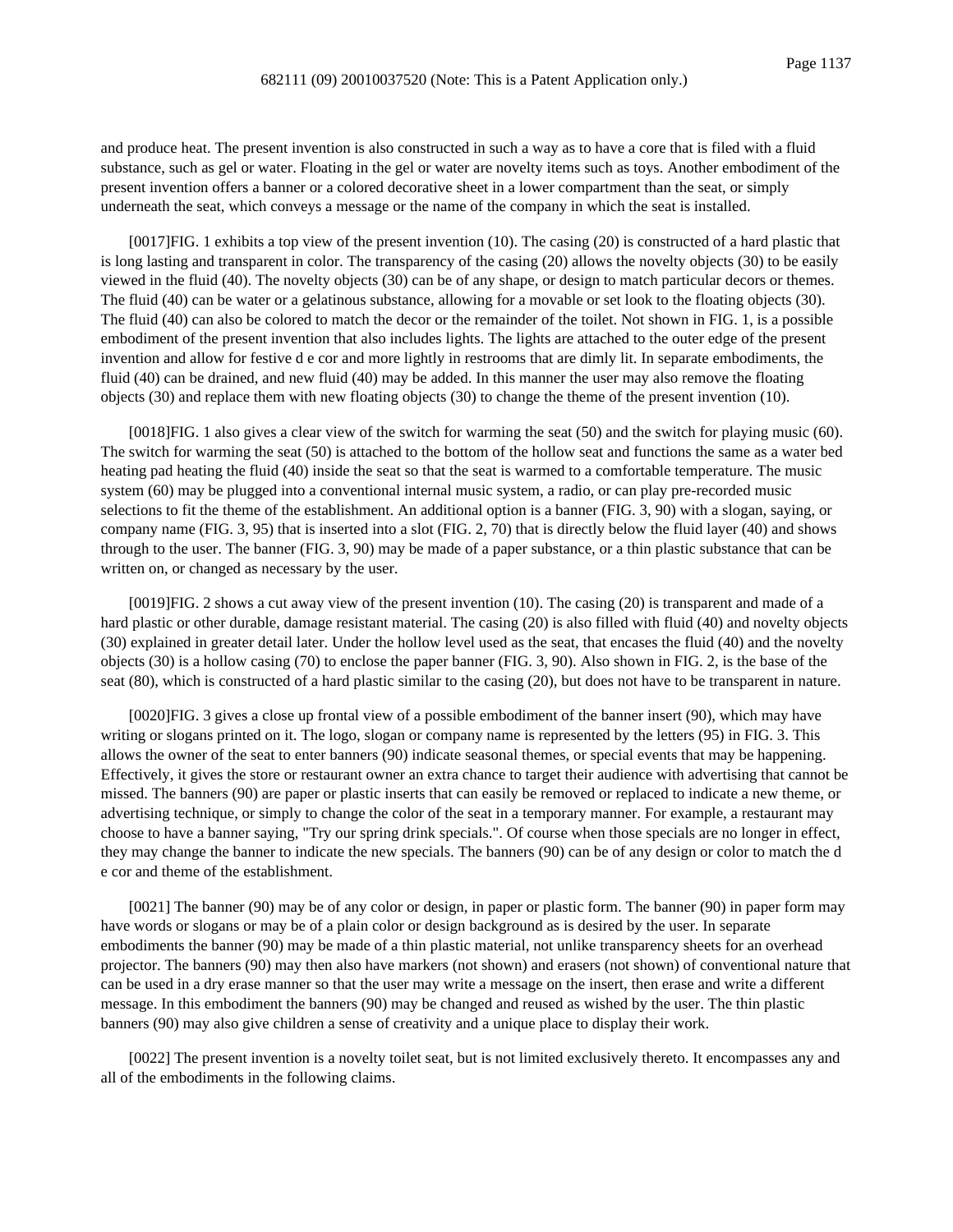and produce heat. The present invention is also constructed in such a way as to have a core that is filed with a fluid substance, such as gel or water. Floating in the gel or water are novelty items such as toys. Another embodiment of the present invention offers a banner or a colored decorative sheet in a lower compartment than the seat, or simply underneath the seat, which conveys a message or the name of the company in which the seat is installed.

[0017]FIG. 1 exhibits a top view of the present invention (10). The casing (20) is constructed of a hard plastic that is long lasting and transparent in color. The transparency of the casing (20) allows the novelty objects (30) to be easily viewed in the fluid (40). The novelty objects (30) can be of any shape, or design to match particular decors or themes. The fluid (40) can be water or a gelatinous substance, allowing for a movable or set look to the floating objects (30). The fluid (40) can also be colored to match the decor or the remainder of the toilet. Not shown in FIG. 1, is a possible embodiment of the present invention that also includes lights. The lights are attached to the outer edge of the present invention and allow for festive d e cor and more lightly in restrooms that are dimly lit. In separate embodiments, the fluid (40) can be drained, and new fluid (40) may be added. In this manner the user may also remove the floating objects (30) and replace them with new floating objects (30) to change the theme of the present invention (10).

[0018]FIG. 1 also gives a clear view of the switch for warming the seat (50) and the switch for playing music (60). The switch for warming the seat (50) is attached to the bottom of the hollow seat and functions the same as a water bed heating pad heating the fluid (40) inside the seat so that the seat is warmed to a comfortable temperature. The music system (60) may be plugged into a conventional internal music system, a radio, or can play pre-recorded music selections to fit the theme of the establishment. An additional option is a banner (FIG. 3, 90) with a slogan, saying, or company name (FIG. 3, 95) that is inserted into a slot (FIG. 2, 70) that is directly below the fluid layer (40) and shows through to the user. The banner (FIG. 3, 90) may be made of a paper substance, or a thin plastic substance that can be written on, or changed as necessary by the user.

[0019]FIG. 2 shows a cut away view of the present invention (10). The casing (20) is transparent and made of a hard plastic or other durable, damage resistant material. The casing (20) is also filled with fluid (40) and novelty objects (30) explained in greater detail later. Under the hollow level used as the seat, that encases the fluid (40) and the novelty objects (30) is a hollow casing (70) to enclose the paper banner (FIG. 3, 90). Also shown in FIG. 2, is the base of the seat (80), which is constructed of a hard plastic similar to the casing (20), but does not have to be transparent in nature.

[0020]FIG. 3 gives a close up frontal view of a possible embodiment of the banner insert (90), which may have writing or slogans printed on it. The logo, slogan or company name is represented by the letters (95) in FIG. 3. This allows the owner of the seat to enter banners (90) indicate seasonal themes, or special events that may be happening. Effectively, it gives the store or restaurant owner an extra chance to target their audience with advertising that cannot be missed. The banners (90) are paper or plastic inserts that can easily be removed or replaced to indicate a new theme, or advertising technique, or simply to change the color of the seat in a temporary manner. For example, a restaurant may choose to have a banner saying, "Try our spring drink specials.". Of course when those specials are no longer in effect, they may change the banner to indicate the new specials. The banners (90) can be of any design or color to match the d e cor and theme of the establishment.

[0021] The banner (90) may be of any color or design, in paper or plastic form. The banner (90) in paper form may have words or slogans or may be of a plain color or design background as is desired by the user. In separate embodiments the banner (90) may be made of a thin plastic material, not unlike transparency sheets for an overhead projector. The banners (90) may then also have markers (not shown) and erasers (not shown) of conventional nature that can be used in a dry erase manner so that the user may write a message on the insert, then erase and write a different message. In this embodiment the banners (90) may be changed and reused as wished by the user. The thin plastic banners (90) may also give children a sense of creativity and a unique place to display their work.

[0022] The present invention is a novelty toilet seat, but is not limited exclusively thereto. It encompasses any and all of the embodiments in the following claims.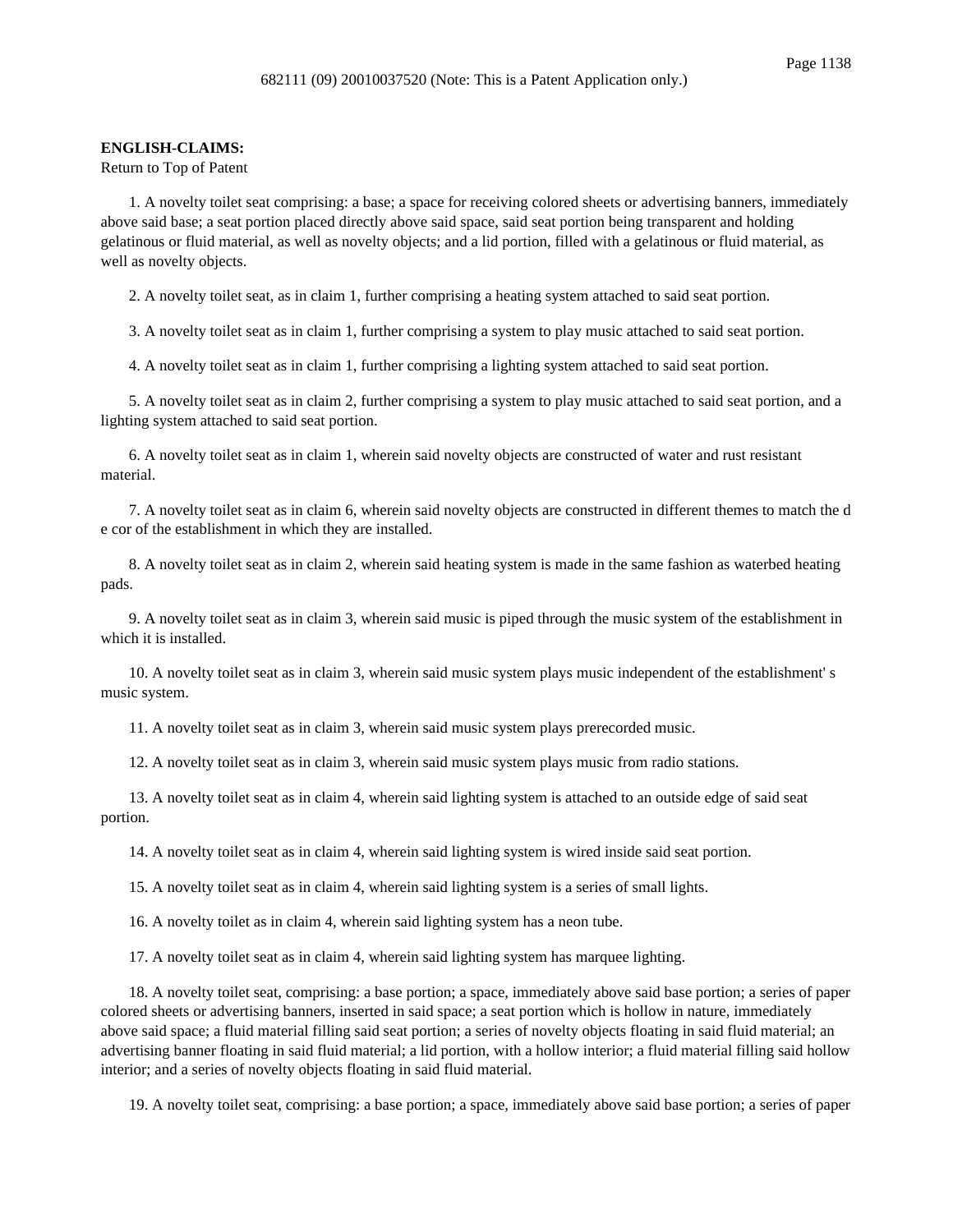**ENGLISH-CLAIMS:**

Return to Top of Patent

1. A novelty toilet seat comprising: a base; a space for receiving colored sheets or advertising banners, immediately above said base; a seat portion placed directly above said space, said seat portion being transparent and holding gelatinous or fluid material, as well as novelty objects; and a lid portion, filled with a gelatinous or fluid material, as well as novelty objects.

2. A novelty toilet seat, as in claim 1, further comprising a heating system attached to said seat portion.

3. A novelty toilet seat as in claim 1, further comprising a system to play music attached to said seat portion.

4. A novelty toilet seat as in claim 1, further comprising a lighting system attached to said seat portion.

5. A novelty toilet seat as in claim 2, further comprising a system to play music attached to said seat portion, and a lighting system attached to said seat portion.

6. A novelty toilet seat as in claim 1, wherein said novelty objects are constructed of water and rust resistant material.

7. A novelty toilet seat as in claim 6, wherein said novelty objects are constructed in different themes to match the d e cor of the establishment in which they are installed.

8. A novelty toilet seat as in claim 2, wherein said heating system is made in the same fashion as waterbed heating pads.

9. A novelty toilet seat as in claim 3, wherein said music is piped through the music system of the establishment in which it is installed.

10. A novelty toilet seat as in claim 3, wherein said music system plays music independent of the establishment' s music system.

11. A novelty toilet seat as in claim 3, wherein said music system plays prerecorded music.

12. A novelty toilet seat as in claim 3, wherein said music system plays music from radio stations.

13. A novelty toilet seat as in claim 4, wherein said lighting system is attached to an outside edge of said seat portion.

14. A novelty toilet seat as in claim 4, wherein said lighting system is wired inside said seat portion.

15. A novelty toilet seat as in claim 4, wherein said lighting system is a series of small lights.

16. A novelty toilet as in claim 4, wherein said lighting system has a neon tube.

17. A novelty toilet seat as in claim 4, wherein said lighting system has marquee lighting.

18. A novelty toilet seat, comprising: a base portion; a space, immediately above said base portion; a series of paper colored sheets or advertising banners, inserted in said space; a seat portion which is hollow in nature, immediately above said space; a fluid material filling said seat portion; a series of novelty objects floating in said fluid material; an advertising banner floating in said fluid material; a lid portion, with a hollow interior; a fluid material filling said hollow interior; and a series of novelty objects floating in said fluid material.

19. A novelty toilet seat, comprising: a base portion; a space, immediately above said base portion; a series of paper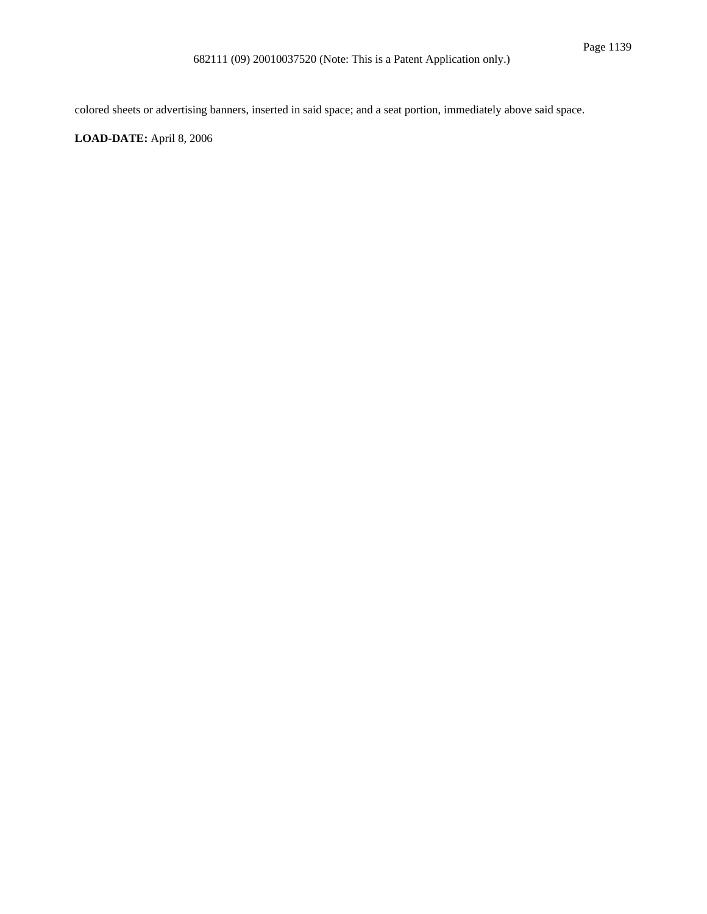colored sheets or advertising banners, inserted in said space; and a seat portion, immediately above said space.

**LOAD-DATE:** April 8, 2006